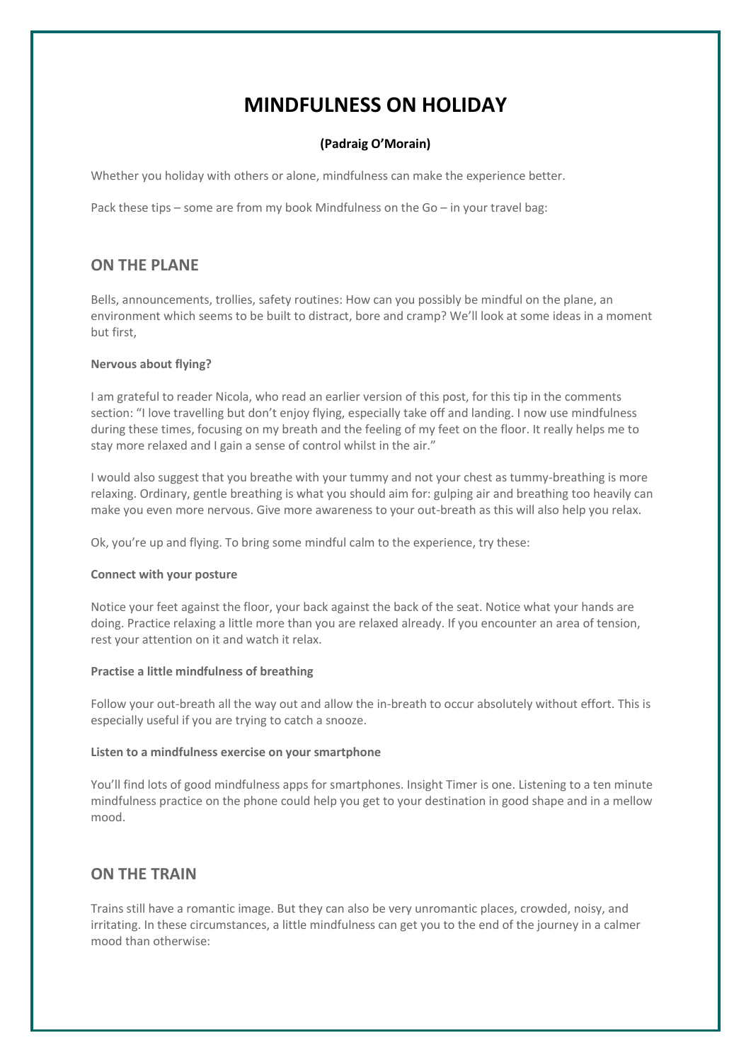# MINDFULNESS ON HOLIDAY

**(Padraig O'Morain)**

Whether you holiday with others or alone, mindfulness can make the experience better.

Pack these tips – some are from my book Mindfulness on the Go – in your travel bag:

## ON THE PLANE

Bells, announcements, trollies, safety routines: How can you possibly be mindful on the plane, an environment which seems to be built to distract, bore and cramp? We'll look at some ideas in a moment but first,

**Nervous about flying?**

I am grateful to reader Nicola, who read an earlier version of this post, for this tip in the comments section: "I love travelling but don't enjoy flying, especially take off and landing. I now use mindfulness during these times, focusing on my breath and the feeling of my feet on the floor. It really helps me to stay more relaxed and I gain a sense of control whilst in the air."

I would also suggest that you breathe with your tummy and not your chest as tummy-breathing is more relaxing. Ordinary, gentle breathing is what you should aim for: gulping air and breathing too heavily can make you even more nervous. Give more awareness to your out-breath as this will also help you relax.

Ok, you're up and flying. To bring some mindful calm to the experience, try these:

**Connect with your posture**

Notice your feet against the floor, your back against the back of the seat. Notice what your hands are doing. Practice relaxing a little more than you are relaxed already. If you encounter an area of tension, rest your attention on it and watch it relax.

**Practise a little mindfulness of breathing**

Follow your out-breath all the way out and allow the in-breath to occur absolutely without effort. This is especially useful if you are trying to catch a snooze.

**Listen to a mindfulness exercise on your smartphone**

You'll find lots of good mindfulness apps for smartphones. Insight Timer is one. Listening to a ten minute mindfulness practice on the phone could help you get to your destination in good shape and in a mellow mood.

## ON THE TRAIN

Trains still have a romantic image. But they can also be very unromantic places, crowded, noisy, and irritating. In these circumstances, a little mindfulness can get you to the end of the journey in a calmer mood than otherwise: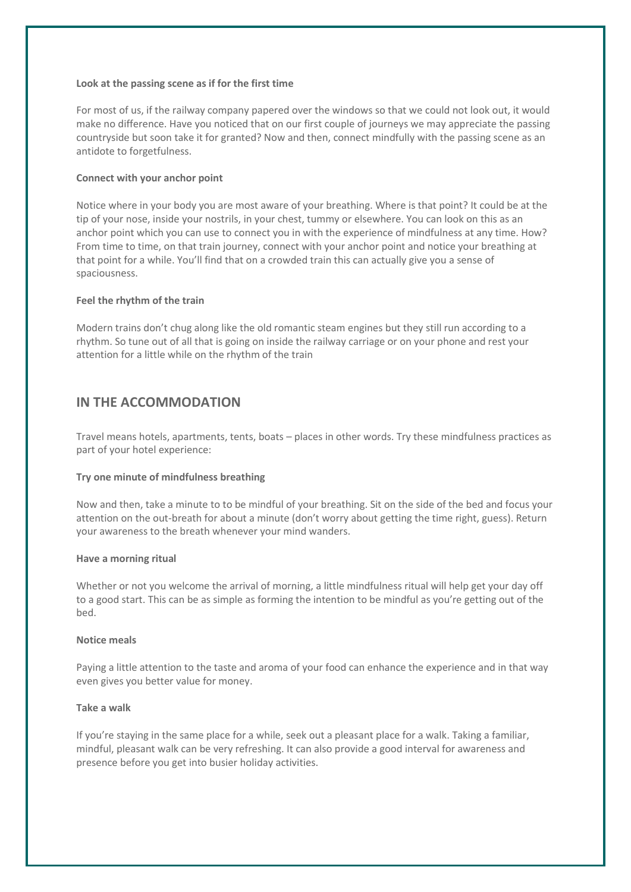**Look at the passing scene as if for the first time**

For most of us, if the railway company papered over the windows so that we could not look out, it would make no difference. Have you noticed that on our first couple of journeys we may appreciate the passing countryside but soon take it for granted? Now and then, connect mindfully with the passing scene as an antidote to forgetfulness.

**Connect with your anchor point**

Notice where in your body you are most aware of your breathing. Where is that point? It could be at the tip of your nose, inside your nostrils, in your chest, tummy or elsewhere. You can look on this as an anchor point which you can use to connect you in with the experience of mindfulness at any time. How? From time to time, on that train journey, connect with your anchor point and notice your breathing at that point for a while. You'll find that on a crowded train this can actually give you a sense of spaciousness.

**Feel the rhythm of the train**

Modern trains don't chug along like the old romantic steam engines but they still run according to a rhythm. So tune out of all that is going on inside the railway carriage or on your phone and rest your attention for a little while on the rhythm of the train

## IN THE ACCOMMODATION

Travel means hotels, apartments, tents, boats – places in other words. Try these mindfulness practices as part of your hotel experience:

**Try one minute of mindfulness breathing**

Now and then, take a minute to be mindful of your breathing. Sit on the side of the bed and focus your attention on the out-breath for about a minute (don't worry about getting the time right, guess). Return your awareness to the breath whenever your mind wanders.

**Have a morning ritual**

Whether or not you welcome the arrival of morning, a little mindfulness ritual will help get your day off to a good start. This can be as simple as forming the intention to be mindful as you're getting out of the bed.

**Notice meals**

Paying a little attention to the taste and aroma of your food can enhance the experience and in that way even gives you better value for money.

**Take a walk**

If you're staying in the same place for a while, seek out a pleasant place for a walk. Taking a familiar, mindful, pleasant walk can be very refreshing. It can also provide a good interval for awareness and presence before you get into busier holiday activities.